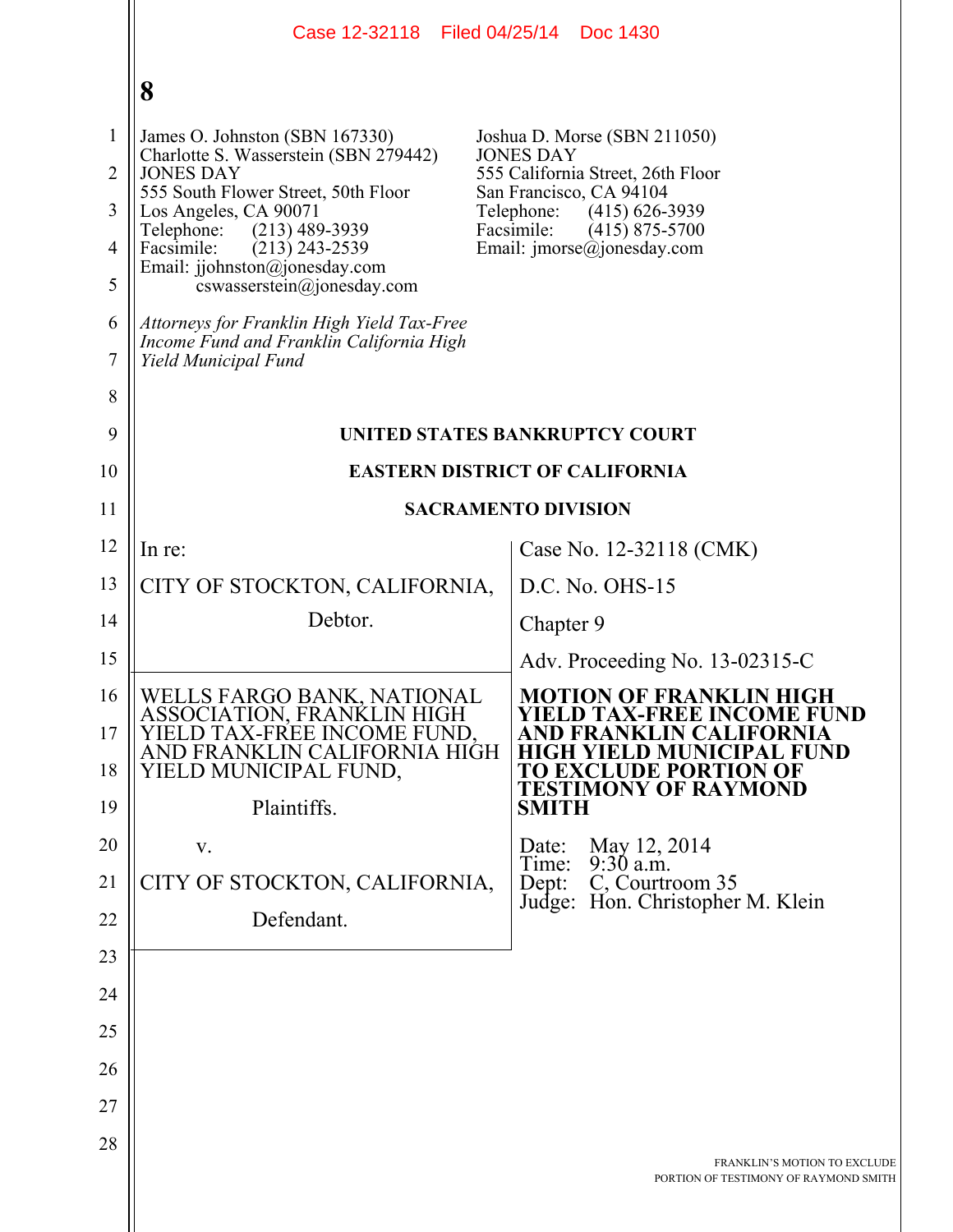James O. Johnston (SBN 167330)
Charlotte S. Wasserstein (SBN 279442)
JONES DAY
555 South Flower Street, 50th Floor
Los Angeles, CA 90071
Telephone: (213) 489-3939
Facsimile: (213) 243-2539
Email: jjohnston@jonesday.com
cswasserstein@jonesday.com

Joshua D. Morse (SBN 211050)
JONES DAY
555 California Street, 26th Floor
San Francisco, CA 94104
Telephone: (415) 626-3939
Facsimile: (415) 875-5700
Email: jmorse@jonesday.com

*Attorneys for Franklin High Yield Tax-Free Income Fund and Franklin California High Yield Municipal Fund*

**UNITED STATES BANKRUPTCY COURT**

**EASTERN DISTRICT OF CALIFORNIA**

**SACRAMENTO DIVISION**

| | |
|---|---|
| In re:<br><br>CITY OF STOCKTON, CALIFORNIA,<br><br>Debtor. | Case No. 12-32118 (CMK)<br><br>D.C. No. OHS-15<br><br>Chapter 9<br><br>Adv. Proceeding No. 13-02315-C |
| WELLS FARGO BANK, NATIONAL ASSOCIATION, FRANKLIN HIGH YIELD TAX-FREE INCOME FUND, AND FRANKLIN CALIFORNIA HIGH YIELD MUNICIPAL FUND,<br><br>Plaintiffs.<br><br>v.<br><br>CITY OF STOCKTON, CALIFORNIA,<br><br>Defendant. | **MOTION OF FRANKLIN HIGH YIELD TAX-FREE INCOME FUND AND FRANKLIN CALIFORNIA HIGH YIELD MUNICIPAL FUND TO EXCLUDE PORTION OF TESTIMONY OF RAYMOND SMITH**<br><br>Date: May 12, 2014<br>Time: 9:30 a.m.<br>Dept: C, Courtroom 35<br>Judge: Hon. Christopher M. Klein |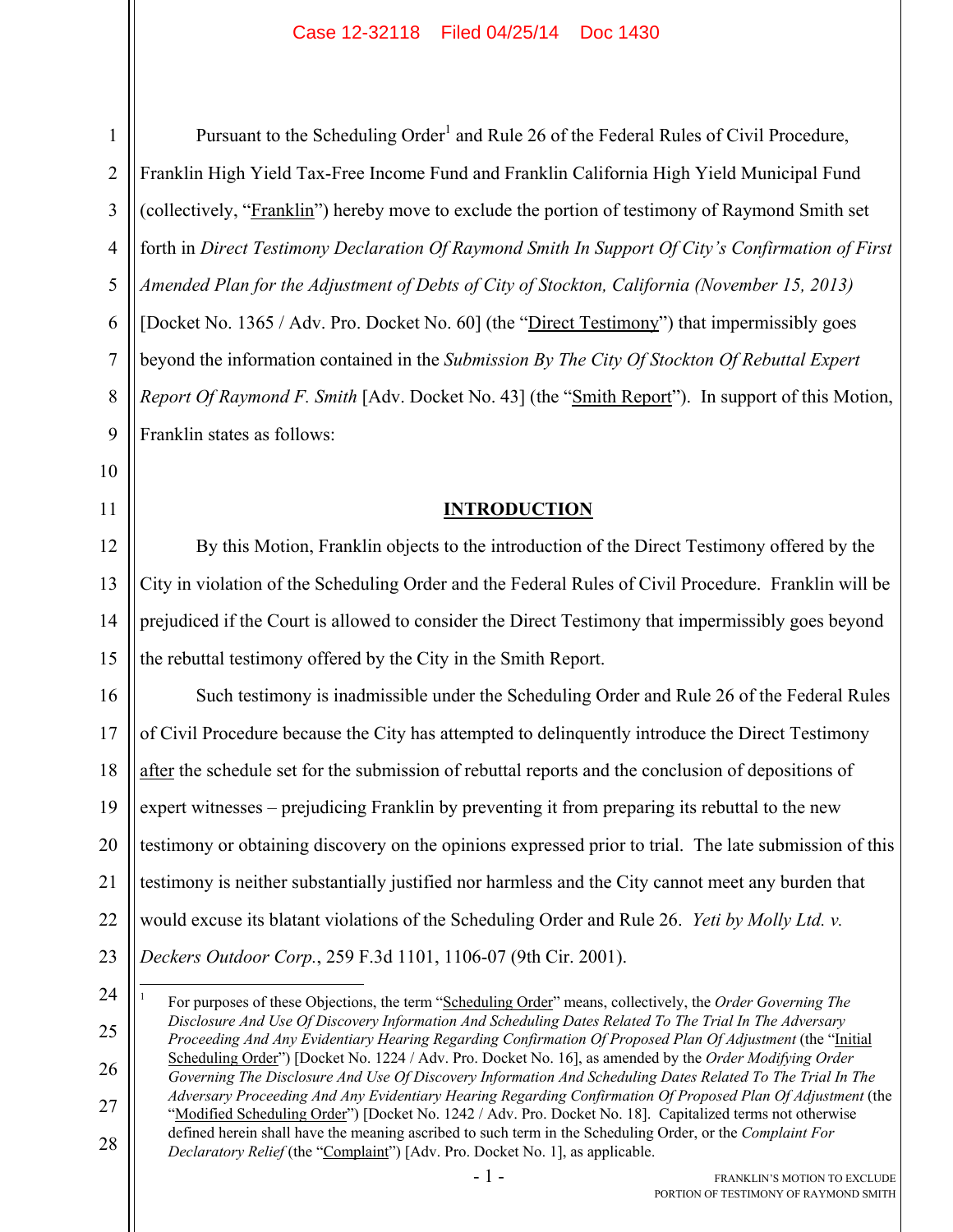Pursuant to the Scheduling Order[1] and Rule 26 of the Federal Rules of Civil Procedure, Franklin High Yield Tax-Free Income Fund and Franklin California High Yield Municipal Fund (collectively, "Franklin") hereby move to exclude the portion of testimony of Raymond Smith set forth in *Direct Testimony Declaration Of Raymond Smith In Support Of City's Confirmation of First Amended Plan for the Adjustment of Debts of City of Stockton, California (November 15, 2013)* [Docket No. 1365 / Adv. Pro. Docket No. 60] (the "Direct Testimony") that impermissibly goes beyond the information contained in the *Submission By The City Of Stockton Of Rebuttal Expert Report Of Raymond F. Smith* [Adv. Docket No. 43] (the "Smith Report"). In support of this Motion, Franklin states as follows:

## INTRODUCTION

By this Motion, Franklin objects to the introduction of the Direct Testimony offered by the City in violation of the Scheduling Order and the Federal Rules of Civil Procedure. Franklin will be prejudiced if the Court is allowed to consider the Direct Testimony that impermissibly goes beyond the rebuttal testimony offered by the City in the Smith Report.

Such testimony is inadmissible under the Scheduling Order and Rule 26 of the Federal Rules of Civil Procedure because the City has attempted to delinquently introduce the Direct Testimony after the schedule set for the submission of rebuttal reports and the conclusion of depositions of expert witnesses – prejudicing Franklin by preventing it from preparing its rebuttal to the new testimony or obtaining discovery on the opinions expressed prior to trial. The late submission of this testimony is neither substantially justified nor harmless and the City cannot meet any burden that would excuse its blatant violations of the Scheduling Order and Rule 26. *Yeti by Molly Ltd. v. Deckers Outdoor Corp.*, 259 F.3d 1101, 1106-07 (9th Cir. 2001).

---

[1] For purposes of these Objections, the term "Scheduling Order" means, collectively, the *Order Governing The Disclosure And Use Of Discovery Information And Scheduling Dates Related To The Trial In The Adversary Proceeding And Any Evidentiary Hearing Regarding Confirmation Of Proposed Plan Of Adjustment* (the "Initial Scheduling Order") [Docket No. 1224 / Adv. Pro. Docket No. 16], as amended by the *Order Modifying Order Governing The Disclosure And Use Of Discovery Information And Scheduling Dates Related To The Trial In The Adversary Proceeding And Any Evidentiary Hearing Regarding Confirmation Of Proposed Plan Of Adjustment* (the "Modified Scheduling Order") [Docket No. 1242 / Adv. Pro. Docket No. 18]. Capitalized terms not otherwise defined herein shall have the meaning ascribed to such term in the Scheduling Order, or the *Complaint For Declaratory Relief* (the "Complaint") [Adv. Pro. Docket No. 1], as applicable.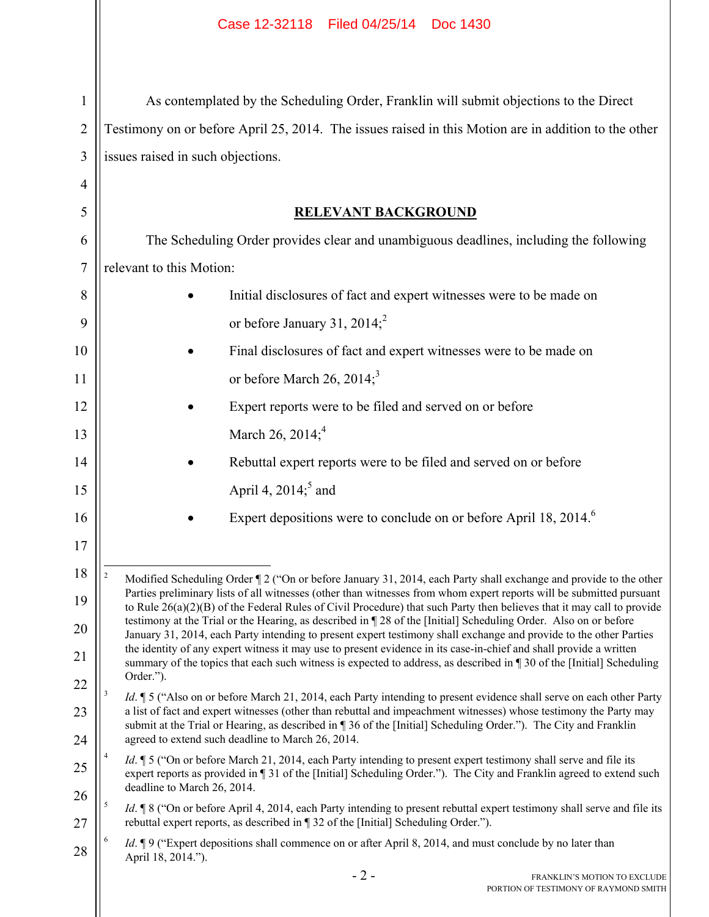As contemplated by the Scheduling Order, Franklin will submit objections to the Direct Testimony on or before April 25, 2014. The issues raised in this Motion are in addition to the other issues raised in such objections.

## RELEVANT BACKGROUND

The Scheduling Order provides clear and unambiguous deadlines, including the following relevant to this Motion:

- Initial disclosures of fact and expert witnesses were to be made on or before January 31, 2014;[2]
- Final disclosures of fact and expert witnesses were to be made on or before March 26, 2014;[3]
- Expert reports were to be filed and served on or before March 26, 2014;[4]
- Rebuttal expert reports were to be filed and served on or before April 4, 2014;[5] and
- Expert depositions were to conclude on or before April 18, 2014.[6]

---

[2] Modified Scheduling Order ¶ 2 ("On or before January 31, 2014, each Party shall exchange and provide to the other Parties preliminary lists of all witnesses (other than witnesses from whom expert reports will be submitted pursuant to Rule 26(a)(2)(B) of the Federal Rules of Civil Procedure) that such Party then believes that it may call to provide testimony at the Trial or the Hearing, as described in ¶ 28 of the [Initial] Scheduling Order. Also on or before January 31, 2014, each Party intending to present expert testimony shall exchange and provide to the other Parties the identity of any expert witness it may use to present evidence in its case-in-chief and shall provide a written summary of the topics that each such witness is expected to address, as described in ¶ 30 of the [Initial] Scheduling Order.").

[3] *Id*. ¶ 5 ("Also on or before March 21, 2014, each Party intending to present evidence shall serve on each other Party a list of fact and expert witnesses (other than rebuttal and impeachment witnesses) whose testimony the Party may submit at the Trial or Hearing, as described in ¶ 36 of the [Initial] Scheduling Order."). The City and Franklin agreed to extend such deadline to March 26, 2014.

[4] *Id*. ¶ 5 ("On or before March 21, 2014, each Party intending to present expert testimony shall serve and file its expert reports as provided in ¶ 31 of the [Initial] Scheduling Order."). The City and Franklin agreed to extend such deadline to March 26, 2014.

[5] *Id*. ¶ 8 ("On or before April 4, 2014, each Party intending to present rebuttal expert testimony shall serve and file its rebuttal expert reports, as described in ¶ 32 of the [Initial] Scheduling Order.").

[6] *Id*. ¶ 9 ("Expert depositions shall commence on or after April 8, 2014, and must conclude by no later than April 18, 2014.").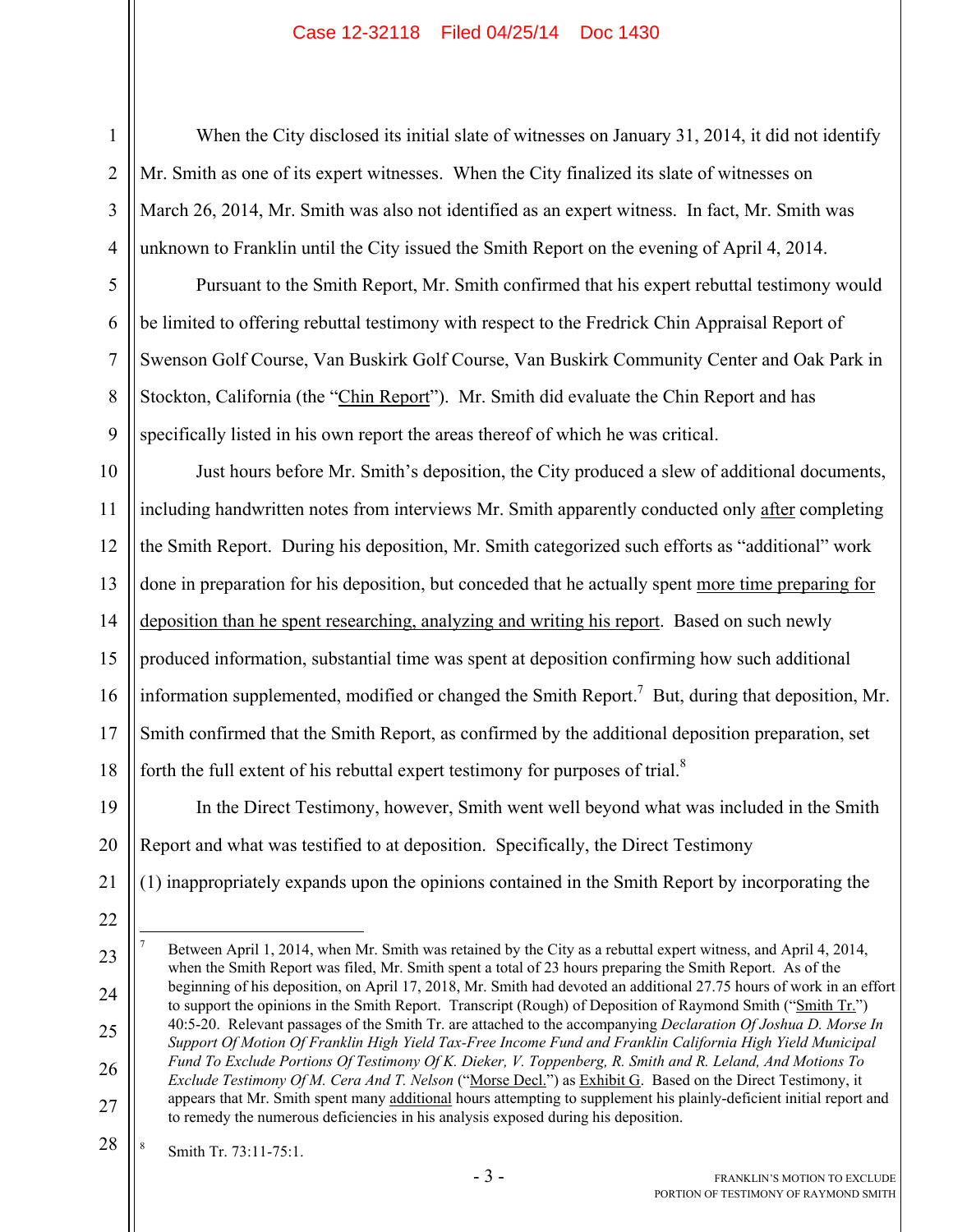When the City disclosed its initial slate of witnesses on January 31, 2014, it did not identify Mr. Smith as one of its expert witnesses. When the City finalized its slate of witnesses on March 26, 2014, Mr. Smith was also not identified as an expert witness. In fact, Mr. Smith was unknown to Franklin until the City issued the Smith Report on the evening of April 4, 2014.

Pursuant to the Smith Report, Mr. Smith confirmed that his expert rebuttal testimony would be limited to offering rebuttal testimony with respect to the Fredrick Chin Appraisal Report of Swenson Golf Course, Van Buskirk Golf Course, Van Buskirk Community Center and Oak Park in Stockton, California (the "Chin Report"). Mr. Smith did evaluate the Chin Report and has specifically listed in his own report the areas thereof of which he was critical.

Just hours before Mr. Smith's deposition, the City produced a slew of additional documents, including handwritten notes from interviews Mr. Smith apparently conducted only after completing the Smith Report. During his deposition, Mr. Smith categorized such efforts as "additional" work done in preparation for his deposition, but conceded that he actually spent more time preparing for deposition than he spent researching, analyzing and writing his report. Based on such newly produced information, substantial time was spent at deposition confirming how such additional information supplemented, modified or changed the Smith Report.[7] But, during that deposition, Mr. Smith confirmed that the Smith Report, as confirmed by the additional deposition preparation, set forth the full extent of his rebuttal expert testimony for purposes of trial.[8]

In the Direct Testimony, however, Smith went well beyond what was included in the Smith Report and what was testified to at deposition. Specifically, the Direct Testimony (1) inappropriately expands upon the opinions contained in the Smith Report by incorporating the

---

[7] Between April 1, 2014, when Mr. Smith was retained by the City as a rebuttal expert witness, and April 4, 2014, when the Smith Report was filed, Mr. Smith spent a total of 23 hours preparing the Smith Report. As of the beginning of his deposition, on April 17, 2018, Mr. Smith had devoted an additional 27.75 hours of work in an effort to support the opinions in the Smith Report. Transcript (Rough) of Deposition of Raymond Smith ("Smith Tr.") 40:5-20. Relevant passages of the Smith Tr. are attached to the accompanying *Declaration Of Joshua D. Morse In Support Of Motion Of Franklin High Yield Tax-Free Income Fund and Franklin California High Yield Municipal Fund To Exclude Portions Of Testimony Of K. Dieker, V. Toppenberg, R. Smith and R. Leland, And Motions To Exclude Testimony Of M. Cera And T. Nelson* ("Morse Decl.") as Exhibit G. Based on the Direct Testimony, it appears that Mr. Smith spent many additional hours attempting to supplement his plainly-deficient initial report and to remedy the numerous deficiencies in his analysis exposed during his deposition.

[8] Smith Tr. 73:11-75:1.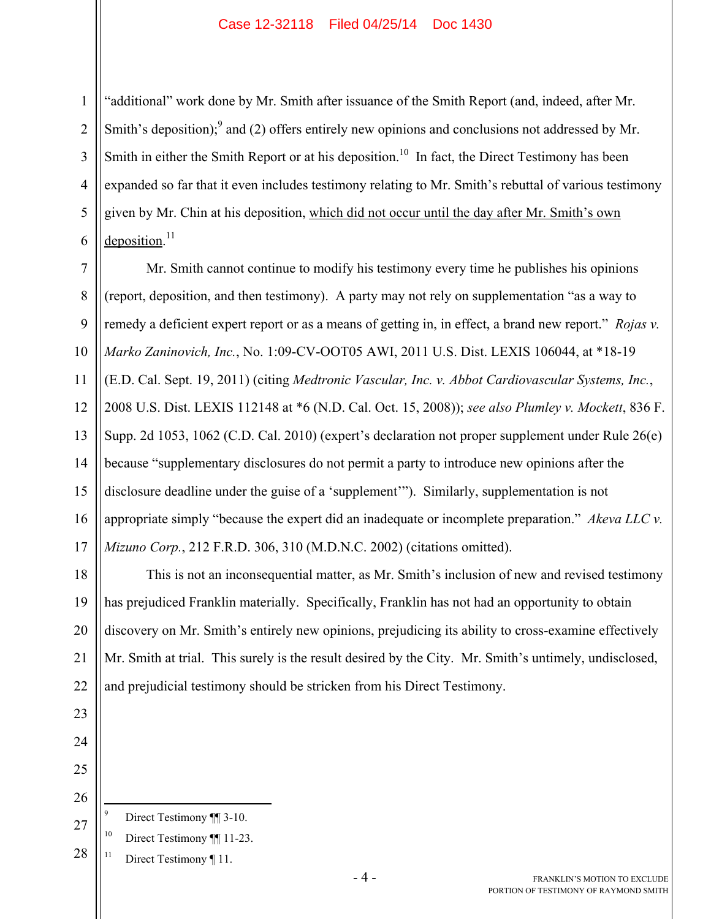"additional" work done by Mr. Smith after issuance of the Smith Report (and, indeed, after Mr. Smith's deposition);[9] and (2) offers entirely new opinions and conclusions not addressed by Mr. Smith in either the Smith Report or at his deposition.[10] In fact, the Direct Testimony has been expanded so far that it even includes testimony relating to Mr. Smith's rebuttal of various testimony given by Mr. Chin at his deposition, <u>which did not occur until the day after Mr. Smith's own deposition</u>.[11]

Mr. Smith cannot continue to modify his testimony every time he publishes his opinions (report, deposition, and then testimony). A party may not rely on supplementation "as a way to remedy a deficient expert report or as a means of getting in, in effect, a brand new report." *Rojas v. Marko Zaninovich, Inc.*, No. 1:09-CV-OOT05 AWI, 2011 U.S. Dist. LEXIS 106044, at *18-19 (E.D. Cal. Sept. 19, 2011) (citing *Medtronic Vascular, Inc. v. Abbot Cardiovascular Systems, Inc.*, 2008 U.S. Dist. LEXIS 112148 at *6 (N.D. Cal. Oct. 15, 2008)); *see also Plumley v. Mockett*, 836 F. Supp. 2d 1053, 1062 (C.D. Cal. 2010) (expert's declaration not proper supplement under Rule 26(e) because "supplementary disclosures do not permit a party to introduce new opinions after the disclosure deadline under the guise of a 'supplement'"). Similarly, supplementation is not appropriate simply "because the expert did an inadequate or incomplete preparation." *Akeva LLC v. Mizuno Corp.*, 212 F.R.D. 306, 310 (M.D.N.C. 2002) (citations omitted).

This is not an inconsequential matter, as Mr. Smith's inclusion of new and revised testimony has prejudiced Franklin materially. Specifically, Franklin has not had an opportunity to obtain discovery on Mr. Smith's entirely new opinions, prejudicing its ability to cross-examine effectively Mr. Smith at trial. This surely is the result desired by the City. Mr. Smith's untimely, undisclosed, and prejudicial testimony should be stricken from his Direct Testimony.

---

[9] Direct Testimony ¶¶ 3-10.

[10] Direct Testimony ¶¶ 11-23.

[11] Direct Testimony ¶ 11.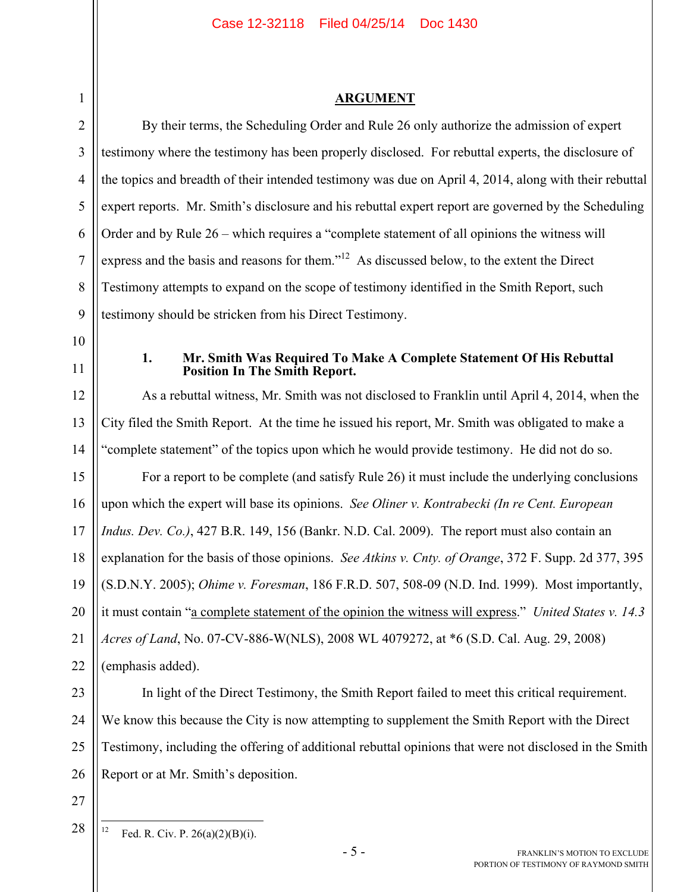## ARGUMENT

By their terms, the Scheduling Order and Rule 26 only authorize the admission of expert testimony where the testimony has been properly disclosed. For rebuttal experts, the disclosure of the topics and breadth of their intended testimony was due on April 4, 2014, along with their rebuttal expert reports. Mr. Smith's disclosure and his rebuttal expert report are governed by the Scheduling Order and by Rule 26 – which requires a "complete statement of all opinions the witness will express and the basis and reasons for them."[12] As discussed below, to the extent the Direct Testimony attempts to expand on the scope of testimony identified in the Smith Report, such testimony should be stricken from his Direct Testimony.

### 1. Mr. Smith Was Required To Make A Complete Statement Of His Rebuttal Position In The Smith Report.

As a rebuttal witness, Mr. Smith was not disclosed to Franklin until April 4, 2014, when the City filed the Smith Report. At the time he issued his report, Mr. Smith was obligated to make a "complete statement" of the topics upon which he would provide testimony. He did not do so.

For a report to be complete (and satisfy Rule 26) it must include the underlying conclusions upon which the expert will base its opinions. *See Oliner v. Kontrabecki (In re Cent. European Indus. Dev. Co.)*, 427 B.R. 149, 156 (Bankr. N.D. Cal. 2009). The report must also contain an explanation for the basis of those opinions. *See Atkins v. Cnty. of Orange*, 372 F. Supp. 2d 377, 395 (S.D.N.Y. 2005); *Ohime v. Foresman*, 186 F.R.D. 507, 508-09 (N.D. Ind. 1999). Most importantly, it must contain "<u>a complete statement of the opinion the witness will express</u>." *United States v. 14.3 Acres of Land*, No. 07-CV-886-W(NLS), 2008 WL 4079272, at *6 (S.D. Cal. Aug. 29, 2008) (emphasis added).

In light of the Direct Testimony, the Smith Report failed to meet this critical requirement. We know this because the City is now attempting to supplement the Smith Report with the Direct Testimony, including the offering of additional rebuttal opinions that were not disclosed in the Smith Report or at Mr. Smith's deposition.

---

[12] Fed. R. Civ. P. 26(a)(2)(B)(i).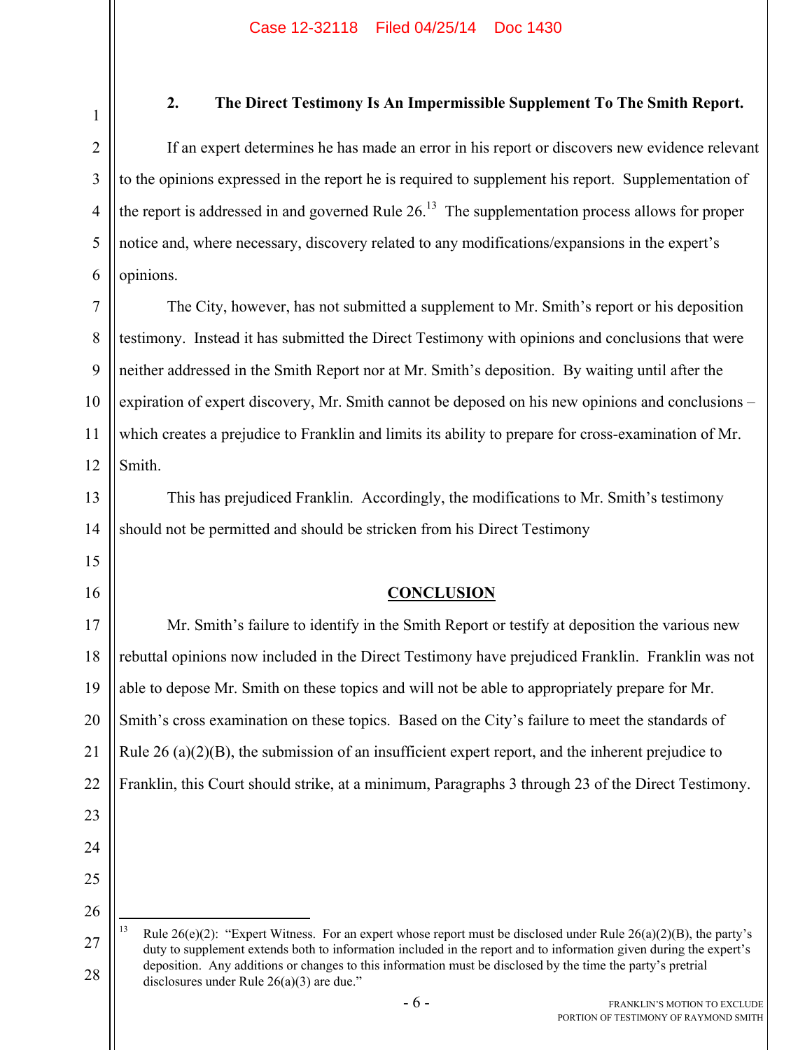### 2. The Direct Testimony Is An Impermissible Supplement To The Smith Report.

If an expert determines he has made an error in his report or discovers new evidence relevant to the opinions expressed in the report he is required to supplement his report. Supplementation of the report is addressed in and governed Rule 26.[13] The supplementation process allows for proper notice and, where necessary, discovery related to any modifications/expansions in the expert's opinions.

The City, however, has not submitted a supplement to Mr. Smith's report or his deposition testimony. Instead it has submitted the Direct Testimony with opinions and conclusions that were neither addressed in the Smith Report nor at Mr. Smith's deposition. By waiting until after the expiration of expert discovery, Mr. Smith cannot be deposed on his new opinions and conclusions – which creates a prejudice to Franklin and limits its ability to prepare for cross-examination of Mr. Smith.

This has prejudiced Franklin. Accordingly, the modifications to Mr. Smith's testimony should not be permitted and should be stricken from his Direct Testimony

## CONCLUSION

Mr. Smith's failure to identify in the Smith Report or testify at deposition the various new rebuttal opinions now included in the Direct Testimony have prejudiced Franklin. Franklin was not able to depose Mr. Smith on these topics and will not be able to appropriately prepare for Mr. Smith's cross examination on these topics. Based on the City's failure to meet the standards of Rule 26 (a)(2)(B), the submission of an insufficient expert report, and the inherent prejudice to Franklin, this Court should strike, at a minimum, Paragraphs 3 through 23 of the Direct Testimony.

---

[13] Rule 26(e)(2): "Expert Witness. For an expert whose report must be disclosed under Rule 26(a)(2)(B), the party's duty to supplement extends both to information included in the report and to information given during the expert's deposition. Any additions or changes to this information must be disclosed by the time the party's pretrial disclosures under Rule 26(a)(3) are due."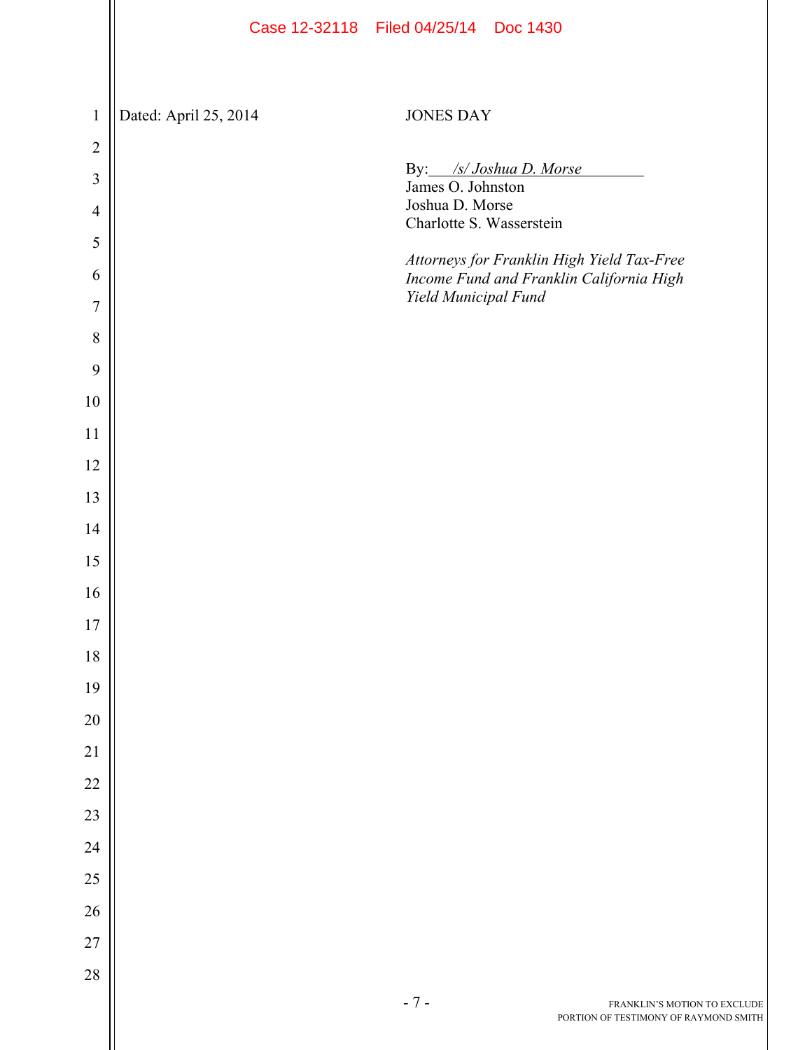Dated: April 25, 2014

JONES DAY

By: /s/ Joshua D. Morse
James O. Johnston
Joshua D. Morse
Charlotte S. Wasserstein

*Attorneys for Franklin High Yield Tax-Free Income Fund and Franklin California High Yield Municipal Fund*